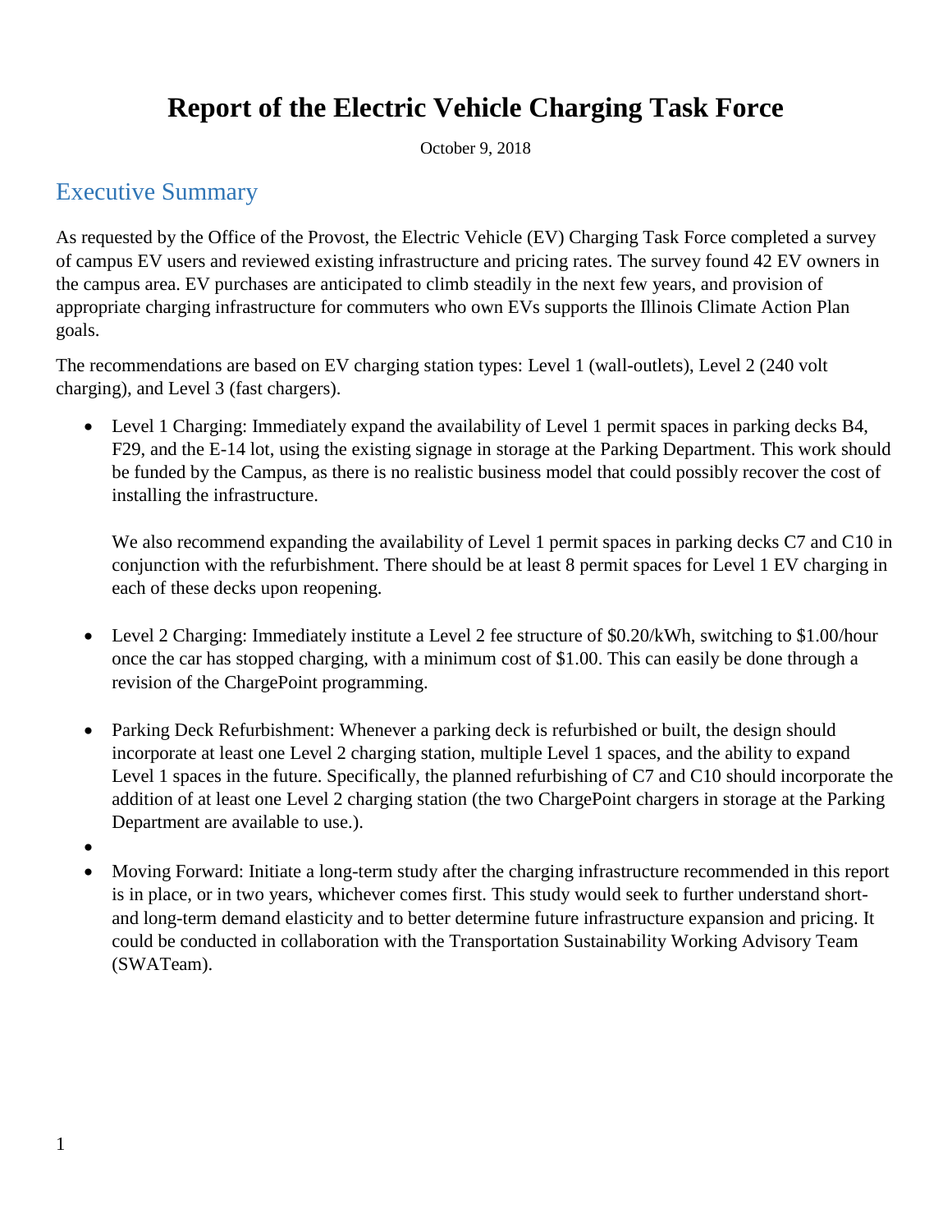# Report of the Electric Vehicle Charging Task Force

October 9, 2018

## Executive Summary

As requested by the Office of the Provost, the Electric Vehicle (EV) Charging Task Force completed a survey of campus EV users and reviewed existing infrastructure and pricing rates. The survey found 42 EV owners in the campus area. EV purchases are anticipated to climb steadily in the next few years, and provision of appropriate charging infrastructure for commuters who own EVs supports the Illinois Climate Action Plan goals.

The recommendations are based on EV charging station types: Level 1 (wall-outlets), Level 2 (240 volt charging), and Level 3 (fast chargers).

- Level 1 Charging: Immediately expand the availability of Level 1 permit spaces in parking decks B4, F29, and the E-14 lot, using the existing signage in storage at the Parking Department. This work should be funded by the Campus, as there is no realistic business model that could possibly recover the cost of installing the infrastructure.

  We also recommend expanding the availability of Level 1 permit spaces in parking decks C7 and C10 in conjunction with the refurbishment. There should be at least 8 permit spaces for Level 1 EV charging in each of these decks upon reopening.

- Level 2 Charging: Immediately institute a Level 2 fee structure of $0.20/kWh, switching to $1.00/hour once the car has stopped charging, with a minimum cost of $1.00. This can easily be done through a revision of the ChargePoint programming.

- Parking Deck Refurbishment: Whenever a parking deck is refurbished or built, the design should incorporate at least one Level 2 charging station, multiple Level 1 spaces, and the ability to expand Level 1 spaces in the future. Specifically, the planned refurbishing of C7 and C10 should incorporate the addition of at least one Level 2 charging station (the two ChargePoint chargers in storage at the Parking Department are available to use.).

- Moving Forward: Initiate a long-term study after the charging infrastructure recommended in this report is in place, or in two years, whichever comes first. This study would seek to further understand short- and long-term demand elasticity and to better determine future infrastructure expansion and pricing. It could be conducted in collaboration with the Transportation Sustainability Working Advisory Team (SWATeam).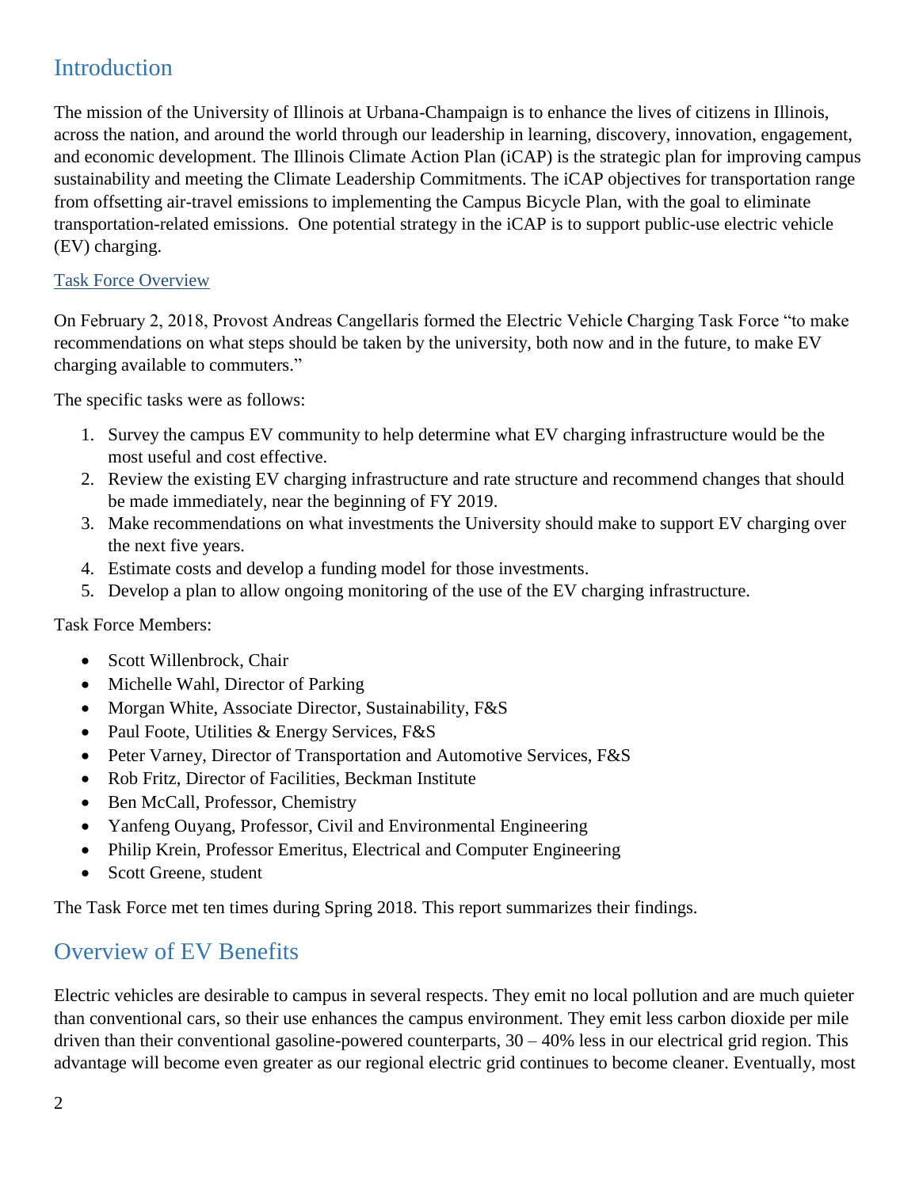## Introduction

The mission of the University of Illinois at Urbana-Champaign is to enhance the lives of citizens in Illinois, across the nation, and around the world through our leadership in learning, discovery, innovation, engagement, and economic development. The Illinois Climate Action Plan (iCAP) is the strategic plan for improving campus sustainability and meeting the Climate Leadership Commitments. The iCAP objectives for transportation range from offsetting air-travel emissions to implementing the Campus Bicycle Plan, with the goal to eliminate transportation-related emissions. One potential strategy in the iCAP is to support public-use electric vehicle (EV) charging.

### Task Force Overview

On February 2, 2018, Provost Andreas Cangellaris formed the Electric Vehicle Charging Task Force "to make recommendations on what steps should be taken by the university, both now and in the future, to make EV charging available to commuters."

The specific tasks were as follows:

1. Survey the campus EV community to help determine what EV charging infrastructure would be the most useful and cost effective.
2. Review the existing EV charging infrastructure and rate structure and recommend changes that should be made immediately, near the beginning of FY 2019.
3. Make recommendations on what investments the University should make to support EV charging over the next five years.
4. Estimate costs and develop a funding model for those investments.
5. Develop a plan to allow ongoing monitoring of the use of the EV charging infrastructure.

Task Force Members:

- Scott Willenbrock, Chair
- Michelle Wahl, Director of Parking
- Morgan White, Associate Director, Sustainability, F&S
- Paul Foote, Utilities & Energy Services, F&S
- Peter Varney, Director of Transportation and Automotive Services, F&S
- Rob Fritz, Director of Facilities, Beckman Institute
- Ben McCall, Professor, Chemistry
- Yanfeng Ouyang, Professor, Civil and Environmental Engineering
- Philip Krein, Professor Emeritus, Electrical and Computer Engineering
- Scott Greene, student

The Task Force met ten times during Spring 2018. This report summarizes their findings.

## Overview of EV Benefits

Electric vehicles are desirable to campus in several respects. They emit no local pollution and are much quieter than conventional cars, so their use enhances the campus environment. They emit less carbon dioxide per mile driven than their conventional gasoline-powered counterparts, 30 – 40% less in our electrical grid region. This advantage will become even greater as our regional electric grid continues to become cleaner. Eventually, most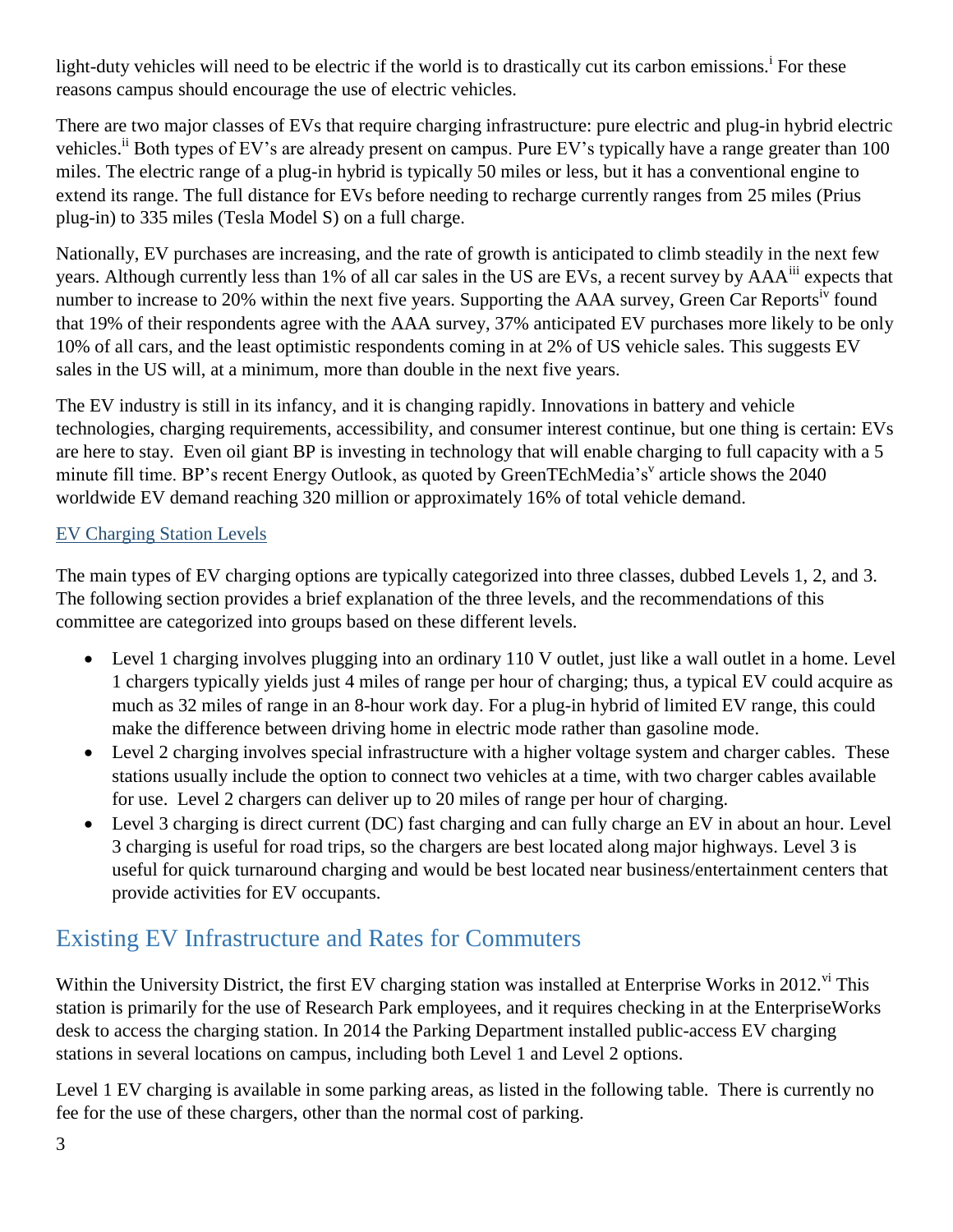light-duty vehicles will need to be electric if the world is to drastically cut its carbon emissions.[i] For these reasons campus should encourage the use of electric vehicles.

There are two major classes of EVs that require charging infrastructure: pure electric and plug-in hybrid electric vehicles.[ii] Both types of EV's are already present on campus. Pure EV's typically have a range greater than 100 miles. The electric range of a plug-in hybrid is typically 50 miles or less, but it has a conventional engine to extend its range. The full distance for EVs before needing to recharge currently ranges from 25 miles (Prius plug-in) to 335 miles (Tesla Model S) on a full charge.

Nationally, EV purchases are increasing, and the rate of growth is anticipated to climb steadily in the next few years. Although currently less than 1% of all car sales in the US are EVs, a recent survey by AAA[iii] expects that number to increase to 20% within the next five years. Supporting the AAA survey, Green Car Reports[iv] found that 19% of their respondents agree with the AAA survey, 37% anticipated EV purchases more likely to be only 10% of all cars, and the least optimistic respondents coming in at 2% of US vehicle sales. This suggests EV sales in the US will, at a minimum, more than double in the next five years.

The EV industry is still in its infancy, and it is changing rapidly. Innovations in battery and vehicle technologies, charging requirements, accessibility, and consumer interest continue, but one thing is certain: EVs are here to stay. Even oil giant BP is investing in technology that will enable charging to full capacity with a 5 minute fill time. BP's recent Energy Outlook, as quoted by GreenTEchMedia's[v] article shows the 2040 worldwide EV demand reaching 320 million or approximately 16% of total vehicle demand.

### EV Charging Station Levels

The main types of EV charging options are typically categorized into three classes, dubbed Levels 1, 2, and 3. The following section provides a brief explanation of the three levels, and the recommendations of this committee are categorized into groups based on these different levels.

- Level 1 charging involves plugging into an ordinary 110 V outlet, just like a wall outlet in a home. Level 1 chargers typically yields just 4 miles of range per hour of charging; thus, a typical EV could acquire as much as 32 miles of range in an 8-hour work day. For a plug-in hybrid of limited EV range, this could make the difference between driving home in electric mode rather than gasoline mode.
- Level 2 charging involves special infrastructure with a higher voltage system and charger cables. These stations usually include the option to connect two vehicles at a time, with two charger cables available for use. Level 2 chargers can deliver up to 20 miles of range per hour of charging.
- Level 3 charging is direct current (DC) fast charging and can fully charge an EV in about an hour. Level 3 charging is useful for road trips, so the chargers are best located along major highways. Level 3 is useful for quick turnaround charging and would be best located near business/entertainment centers that provide activities for EV occupants.

## Existing EV Infrastructure and Rates for Commuters

Within the University District, the first EV charging station was installed at Enterprise Works in 2012.[vi] This station is primarily for the use of Research Park employees, and it requires checking in at the EnterpriseWorks desk to access the charging station. In 2014 the Parking Department installed public-access EV charging stations in several locations on campus, including both Level 1 and Level 2 options.

Level 1 EV charging is available in some parking areas, as listed in the following table. There is currently no fee for the use of these chargers, other than the normal cost of parking.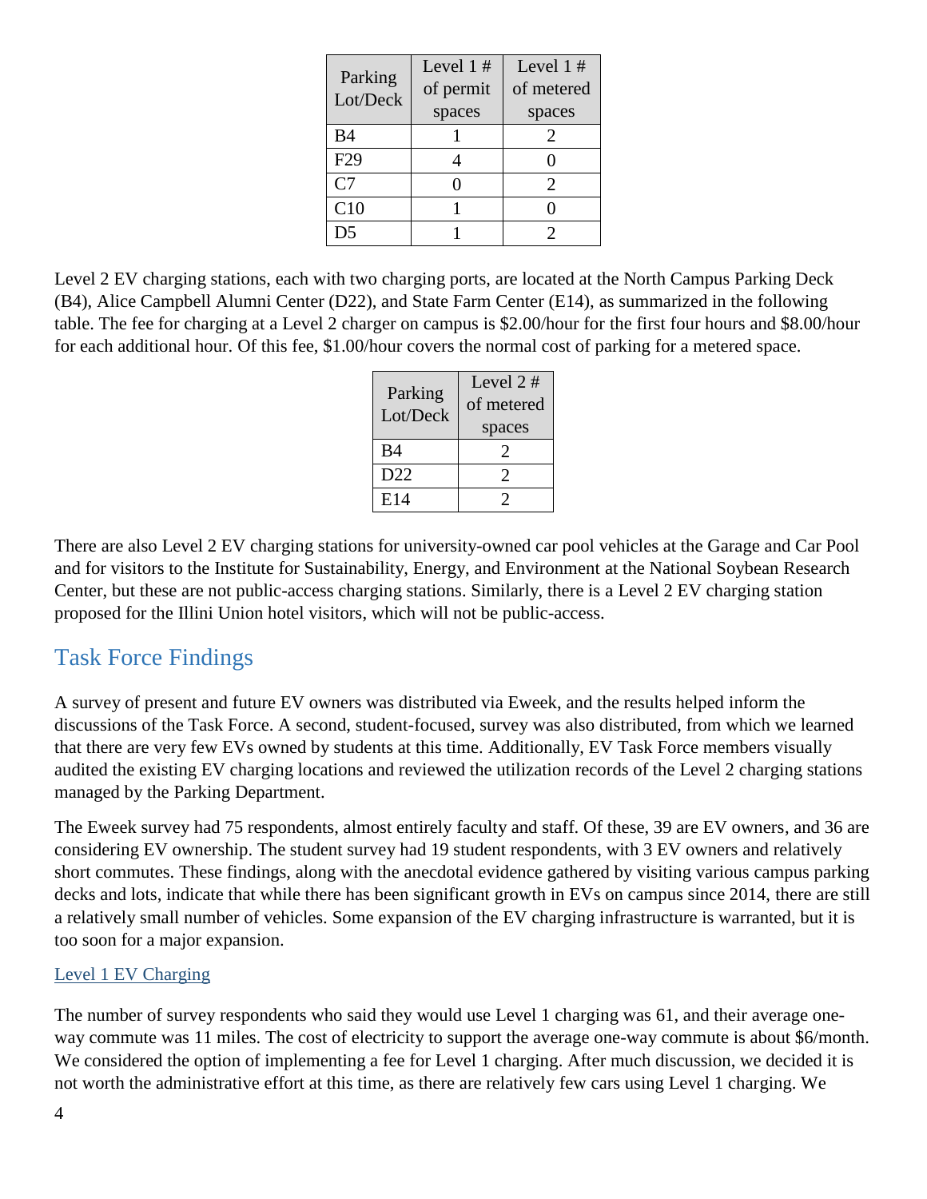| Parking Lot/Deck | Level 1 # of permit spaces | Level 1 # of metered spaces |
|---|---|---|
| B4 | 1 | 2 |
| F29 | 4 | 0 |
| C7 | 0 | 2 |
| C10 | 1 | 0 |
| D5 | 1 | 2 |

Level 2 EV charging stations, each with two charging ports, are located at the North Campus Parking Deck (B4), Alice Campbell Alumni Center (D22), and State Farm Center (E14), as summarized in the following table. The fee for charging at a Level 2 charger on campus is $2.00/hour for the first four hours and $8.00/hour for each additional hour. Of this fee, $1.00/hour covers the normal cost of parking for a metered space.

| Parking Lot/Deck | Level 2 # of metered spaces |
|---|---|
| B4 | 2 |
| D22 | 2 |
| E14 | 2 |

There are also Level 2 EV charging stations for university-owned car pool vehicles at the Garage and Car Pool and for visitors to the Institute for Sustainability, Energy, and Environment at the National Soybean Research Center, but these are not public-access charging stations. Similarly, there is a Level 2 EV charging station proposed for the Illini Union hotel visitors, which will not be public-access.

## Task Force Findings

A survey of present and future EV owners was distributed via Eweek, and the results helped inform the discussions of the Task Force. A second, student-focused, survey was also distributed, from which we learned that there are very few EVs owned by students at this time. Additionally, EV Task Force members visually audited the existing EV charging locations and reviewed the utilization records of the Level 2 charging stations managed by the Parking Department.

The Eweek survey had 75 respondents, almost entirely faculty and staff. Of these, 39 are EV owners, and 36 are considering EV ownership. The student survey had 19 student respondents, with 3 EV owners and relatively short commutes. These findings, along with the anecdotal evidence gathered by visiting various campus parking decks and lots, indicate that while there has been significant growth in EVs on campus since 2014, there are still a relatively small number of vehicles. Some expansion of the EV charging infrastructure is warranted, but it is too soon for a major expansion.

### Level 1 EV Charging

The number of survey respondents who said they would use Level 1 charging was 61, and their average one-way commute was 11 miles. The cost of electricity to support the average one-way commute is about $6/month. We considered the option of implementing a fee for Level 1 charging. After much discussion, we decided it is not worth the administrative effort at this time, as there are relatively few cars using Level 1 charging. We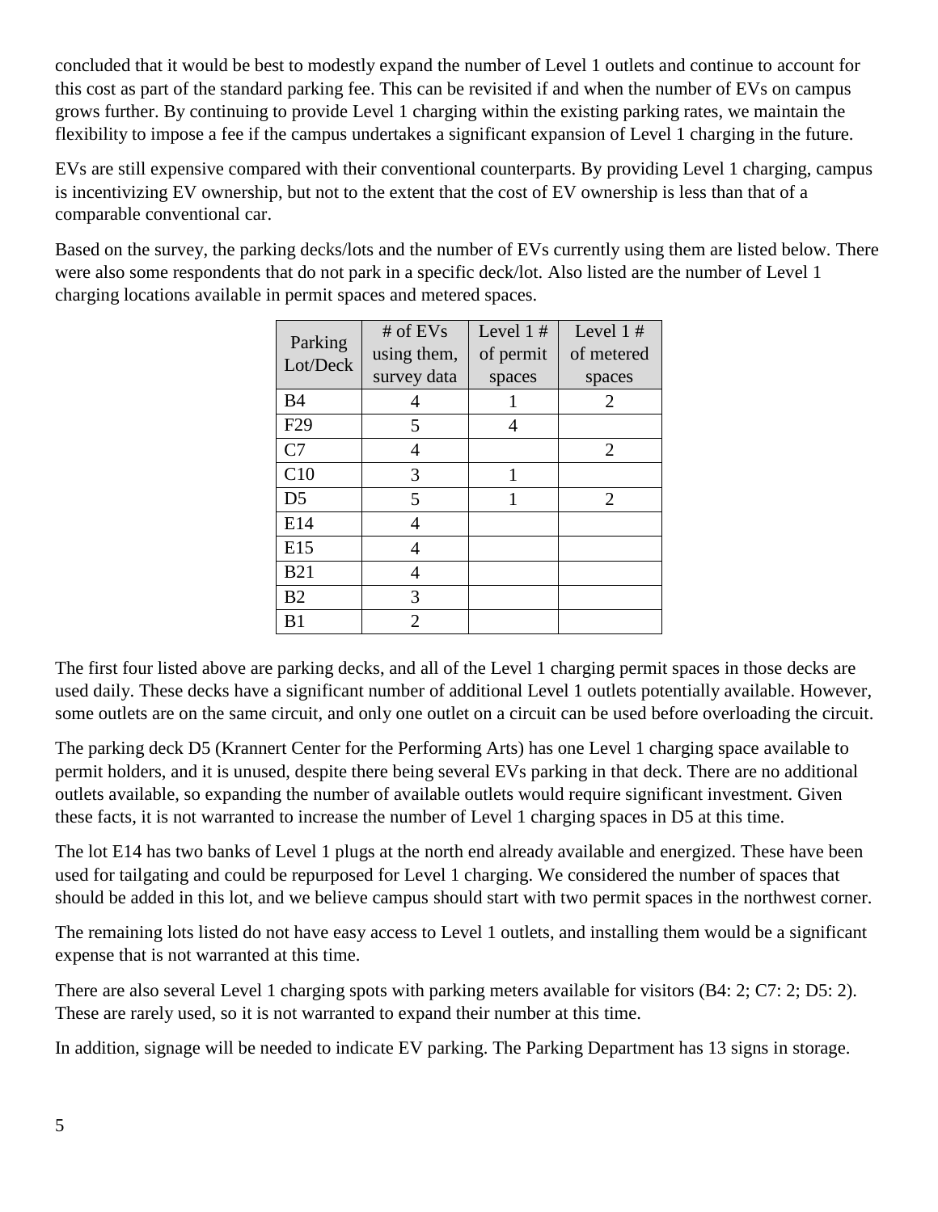concluded that it would be best to modestly expand the number of Level 1 outlets and continue to account for this cost as part of the standard parking fee. This can be revisited if and when the number of EVs on campus grows further. By continuing to provide Level 1 charging within the existing parking rates, we maintain the flexibility to impose a fee if the campus undertakes a significant expansion of Level 1 charging in the future.

EVs are still expensive compared with their conventional counterparts. By providing Level 1 charging, campus is incentivizing EV ownership, but not to the extent that the cost of EV ownership is less than that of a comparable conventional car.

Based on the survey, the parking decks/lots and the number of EVs currently using them are listed below. There were also some respondents that do not park in a specific deck/lot. Also listed are the number of Level 1 charging locations available in permit spaces and metered spaces.

| Parking Lot/Deck | # of EVs using them, survey data | Level 1 # of permit spaces | Level 1 # of metered spaces |
|---|---|---|---|
| B4 | 4 | 1 | 2 |
| F29 | 5 | 4 | |
| C7 | 4 | | 2 |
| C10 | 3 | 1 | |
| D5 | 5 | 1 | 2 |
| E14 | 4 | | |
| E15 | 4 | | |
| B21 | 4 | | |
| B2 | 3 | | |
| B1 | 2 | | |

The first four listed above are parking decks, and all of the Level 1 charging permit spaces in those decks are used daily. These decks have a significant number of additional Level 1 outlets potentially available. However, some outlets are on the same circuit, and only one outlet on a circuit can be used before overloading the circuit.

The parking deck D5 (Krannert Center for the Performing Arts) has one Level 1 charging space available to permit holders, and it is unused, despite there being several EVs parking in that deck. There are no additional outlets available, so expanding the number of available outlets would require significant investment. Given these facts, it is not warranted to increase the number of Level 1 charging spaces in D5 at this time.

The lot E14 has two banks of Level 1 plugs at the north end already available and energized. These have been used for tailgating and could be repurposed for Level 1 charging. We considered the number of spaces that should be added in this lot, and we believe campus should start with two permit spaces in the northwest corner.

The remaining lots listed do not have easy access to Level 1 outlets, and installing them would be a significant expense that is not warranted at this time.

There are also several Level 1 charging spots with parking meters available for visitors (B4: 2; C7: 2; D5: 2). These are rarely used, so it is not warranted to expand their number at this time.

In addition, signage will be needed to indicate EV parking. The Parking Department has 13 signs in storage.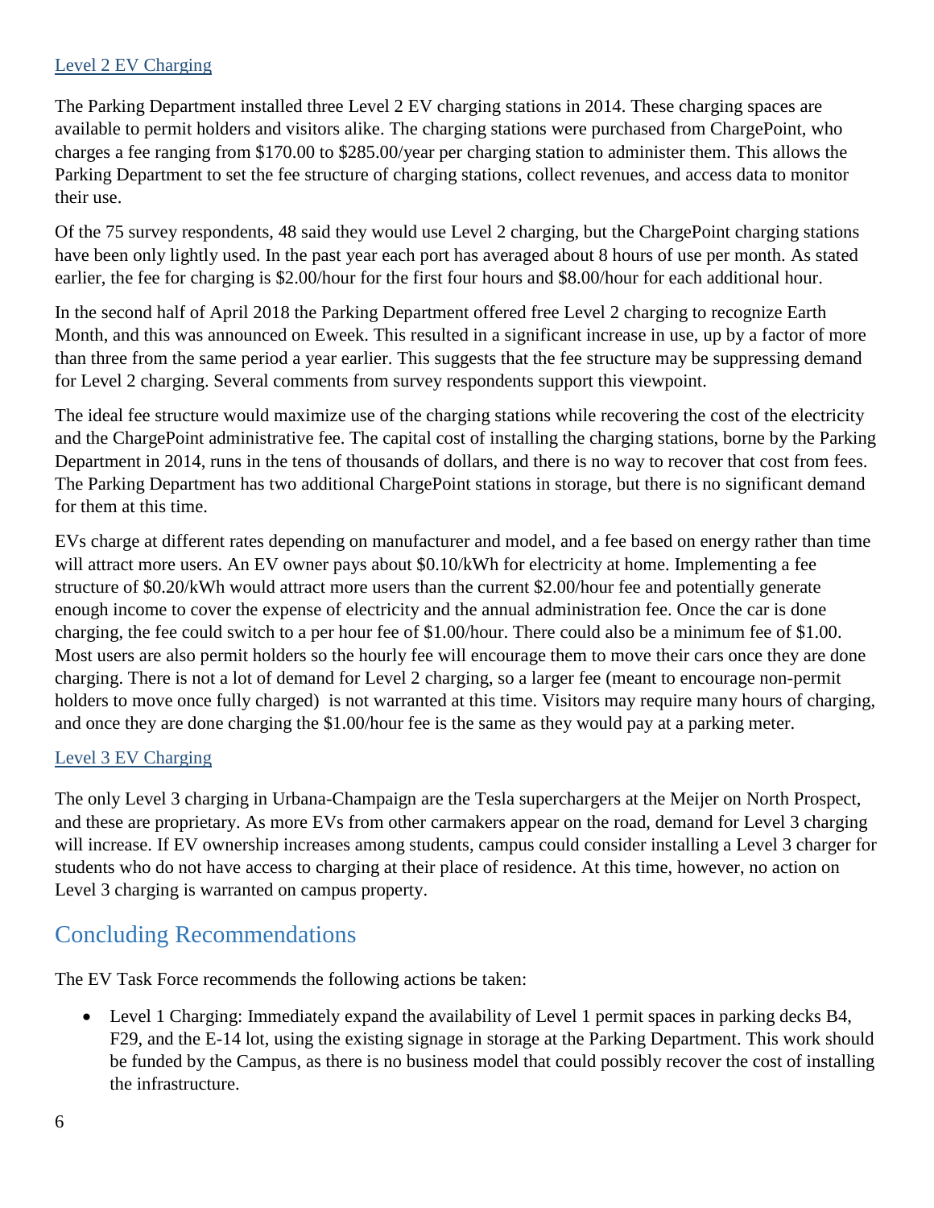### Level 2 EV Charging

The Parking Department installed three Level 2 EV charging stations in 2014. These charging spaces are available to permit holders and visitors alike. The charging stations were purchased from ChargePoint, who charges a fee ranging from $170.00 to $285.00/year per charging station to administer them. This allows the Parking Department to set the fee structure of charging stations, collect revenues, and access data to monitor their use.

Of the 75 survey respondents, 48 said they would use Level 2 charging, but the ChargePoint charging stations have been only lightly used. In the past year each port has averaged about 8 hours of use per month. As stated earlier, the fee for charging is $2.00/hour for the first four hours and $8.00/hour for each additional hour.

In the second half of April 2018 the Parking Department offered free Level 2 charging to recognize Earth Month, and this was announced on Eweek. This resulted in a significant increase in use, up by a factor of more than three from the same period a year earlier. This suggests that the fee structure may be suppressing demand for Level 2 charging. Several comments from survey respondents support this viewpoint.

The ideal fee structure would maximize use of the charging stations while recovering the cost of the electricity and the ChargePoint administrative fee. The capital cost of installing the charging stations, borne by the Parking Department in 2014, runs in the tens of thousands of dollars, and there is no way to recover that cost from fees. The Parking Department has two additional ChargePoint stations in storage, but there is no significant demand for them at this time.

EVs charge at different rates depending on manufacturer and model, and a fee based on energy rather than time will attract more users. An EV owner pays about $0.10/kWh for electricity at home. Implementing a fee structure of $0.20/kWh would attract more users than the current $2.00/hour fee and potentially generate enough income to cover the expense of electricity and the annual administration fee. Once the car is done charging, the fee could switch to a per hour fee of $1.00/hour. There could also be a minimum fee of $1.00. Most users are also permit holders so the hourly fee will encourage them to move their cars once they are done charging. There is not a lot of demand for Level 2 charging, so a larger fee (meant to encourage non-permit holders to move once fully charged) is not warranted at this time. Visitors may require many hours of charging, and once they are done charging the $1.00/hour fee is the same as they would pay at a parking meter.

### Level 3 EV Charging

The only Level 3 charging in Urbana-Champaign are the Tesla superchargers at the Meijer on North Prospect, and these are proprietary. As more EVs from other carmakers appear on the road, demand for Level 3 charging will increase. If EV ownership increases among students, campus could consider installing a Level 3 charger for students who do not have access to charging at their place of residence. At this time, however, no action on Level 3 charging is warranted on campus property.

## Concluding Recommendations

The EV Task Force recommends the following actions be taken:

- Level 1 Charging: Immediately expand the availability of Level 1 permit spaces in parking decks B4, F29, and the E-14 lot, using the existing signage in storage at the Parking Department. This work should be funded by the Campus, as there is no business model that could possibly recover the cost of installing the infrastructure.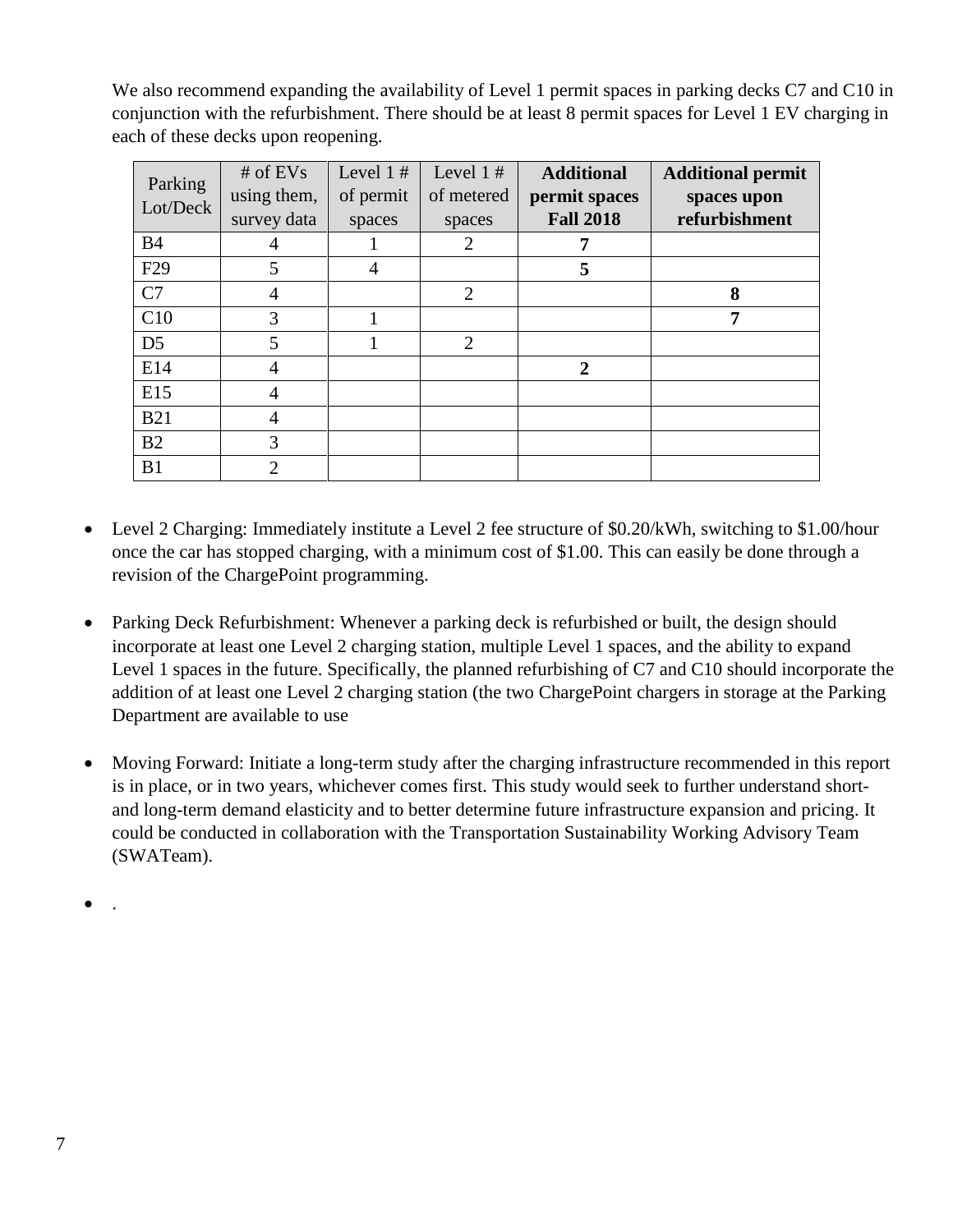We also recommend expanding the availability of Level 1 permit spaces in parking decks C7 and C10 in conjunction with the refurbishment. There should be at least 8 permit spaces for Level 1 EV charging in each of these decks upon reopening.

| Parking Lot/Deck | # of EVs using them, survey data | Level 1 # of permit spaces | Level 1 # of metered spaces | **Additional permit spaces Fall 2018** | **Additional permit spaces upon refurbishment** |
|---|---|---|---|---|---|
| B4 | 4 | 1 | 2 | **7** | |
| F29 | 5 | 4 | | **5** | |
| C7 | 4 | | 2 | | **8** |
| C10 | 3 | 1 | | | **7** |
| D5 | 5 | 1 | 2 | | |
| E14 | 4 | | | **2** | |
| E15 | 4 | | | | |
| B21 | 4 | | | | |
| B2 | 3 | | | | |
| B1 | 2 | | | | |

- Level 2 Charging: Immediately institute a Level 2 fee structure of $0.20/kWh, switching to $1.00/hour once the car has stopped charging, with a minimum cost of $1.00. This can easily be done through a revision of the ChargePoint programming.

- Parking Deck Refurbishment: Whenever a parking deck is refurbished or built, the design should incorporate at least one Level 2 charging station, multiple Level 1 spaces, and the ability to expand Level 1 spaces in the future. Specifically, the planned refurbishing of C7 and C10 should incorporate the addition of at least one Level 2 charging station (the two ChargePoint chargers in storage at the Parking Department are available to use

- Moving Forward: Initiate a long-term study after the charging infrastructure recommended in this report is in place, or in two years, whichever comes first. This study would seek to further understand short- and long-term demand elasticity and to better determine future infrastructure expansion and pricing. It could be conducted in collaboration with the Transportation Sustainability Working Advisory Team (SWATeam).

- .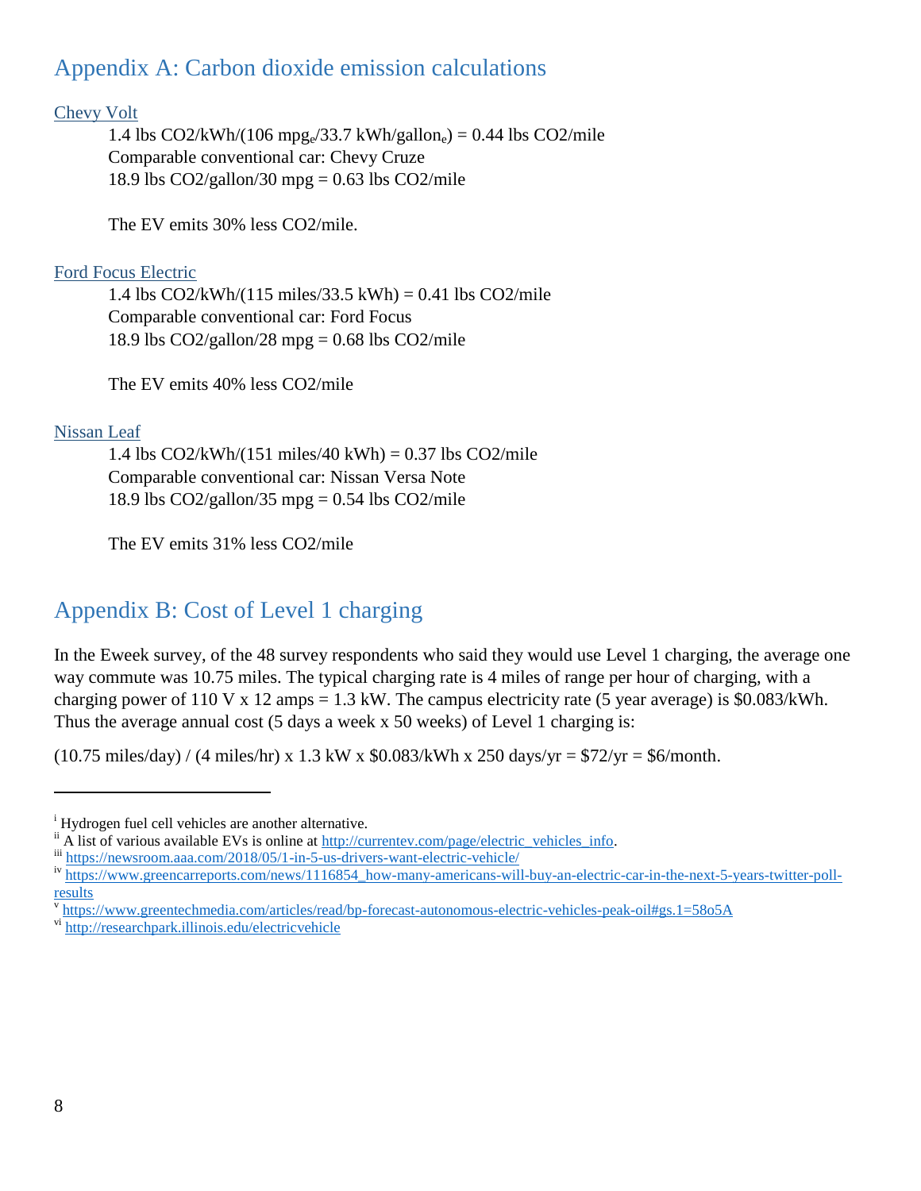## Appendix A: Carbon dioxide emission calculations

### Chevy Volt

1.4 lbs $CO_2$/kWh/(106 $mpg_e$/33.7 kWh/$gallon_e$) = 0.44 lbs $CO_2$/mile
Comparable conventional car: Chevy Cruze
18.9 lbs $CO_2$/gallon/30 mpg = 0.63 lbs $CO_2$/mile

The EV emits 30% less $CO_2$/mile.

### Ford Focus Electric

1.4 lbs $CO_2$/kWh/(115 miles/33.5 kWh) = 0.41 lbs $CO_2$/mile
Comparable conventional car: Ford Focus
18.9 lbs $CO_2$/gallon/28 mpg = 0.68 lbs $CO_2$/mile

The EV emits 40% less $CO_2$/mile

### Nissan Leaf

1.4 lbs $CO_2$/kWh/(151 miles/40 kWh) = 0.37 lbs $CO_2$/mile
Comparable conventional car: Nissan Versa Note
18.9 lbs $CO_2$/gallon/35 mpg = 0.54 lbs $CO_2$/mile

The EV emits 31% less $CO_2$/mile

## Appendix B: Cost of Level 1 charging

In the Eweek survey, of the 48 survey respondents who said they would use Level 1 charging, the average one way commute was 10.75 miles. The typical charging rate is 4 miles of range per hour of charging, with a charging power of 110 V x 12 amps = 1.3 kW. The campus electricity rate (5 year average) is $0.083/kWh. Thus the average annual cost (5 days a week x 50 weeks) of Level 1 charging is:

(10.75 miles/day) / (4 miles/hr) x 1.3 kW x $0.083/kWh x 250 days/yr = $72/yr = $6/month.

---

[i] Hydrogen fuel cell vehicles are another alternative.
[ii] A list of various available EVs is online at http://currentev.com/page/electric_vehicles_info.
[iii] https://newsroom.aaa.com/2018/05/1-in-5-us-drivers-want-electric-vehicle/
[iv] https://www.greencarreports.com/news/1116854_how-many-americans-will-buy-an-electric-car-in-the-next-5-years-twitter-poll-results
[v] https://www.greentechmedia.com/articles/read/bp-forecast-autonomous-electric-vehicles-peak-oil#gs.1=58o5A
[vi] http://researchpark.illinois.edu/electricvehicle